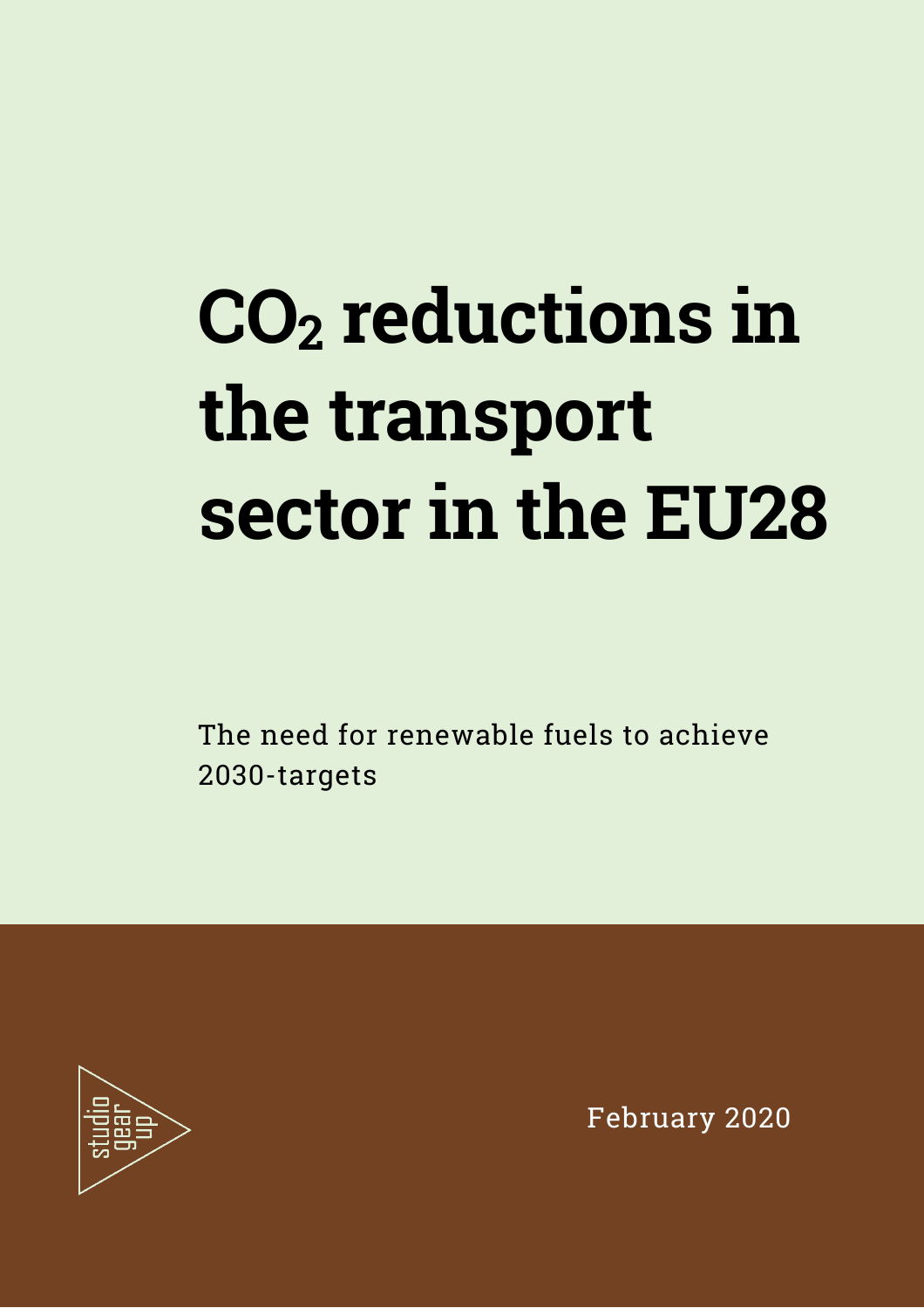# $CO_2$ reductions in the transport sector in the EU28

The need for renewable fuels to achieve 2030-targets

studio gear up

February 2020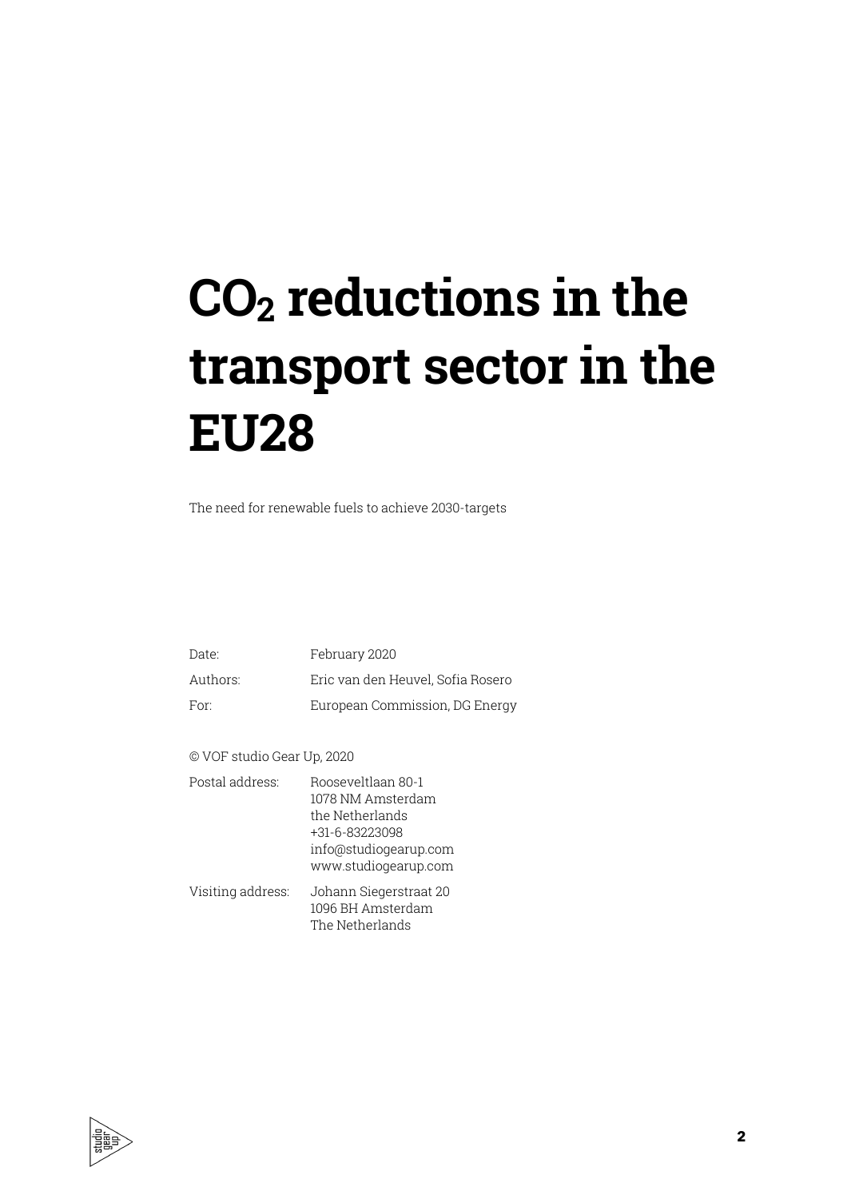# $CO_2$ reductions in the transport sector in the EU28

The need for renewable fuels to achieve 2030-targets

| | |
|---|---|
| Date: | February 2020 |
| Authors: | Eric van den Heuvel, Sofia Rosero |
| For: | European Commission, DG Energy |

© VOF studio Gear Up, 2020

| | |
|---|---|
| Postal address: | Rooseveltlaan 80-1<br>1078 NM Amsterdam<br>the Netherlands<br>+31-6-83223098<br>info@studiogearup.com<br>www.studiogearup.com |
| Visiting address: | Johann Siegerstraat 20<br>1096 BH Amsterdam<br>The Netherlands |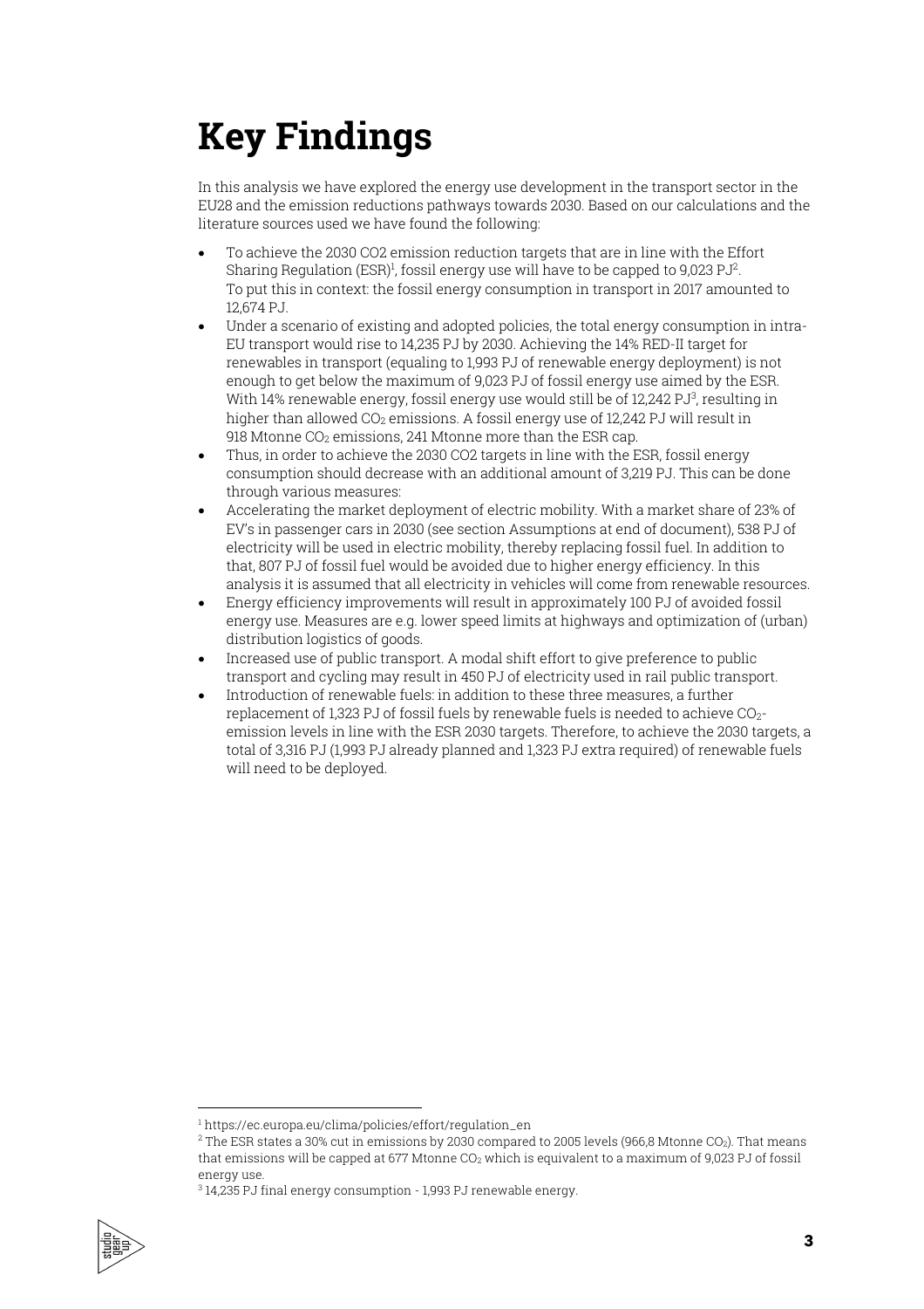# Key Findings

In this analysis we have explored the energy use development in the transport sector in the EU28 and the emission reductions pathways towards 2030. Based on our calculations and the literature sources used we have found the following:

- To achieve the 2030 CO2 emission reduction targets that are in line with the Effort Sharing Regulation (ESR)[1], fossil energy use will have to be capped to 9,023 PJ[2]. To put this in context: the fossil energy consumption in transport in 2017 amounted to 12,674 PJ.
- Under a scenario of existing and adopted policies, the total energy consumption in intra-EU transport would rise to 14,235 PJ by 2030. Achieving the 14% RED-II target for renewables in transport (equaling to 1,993 PJ of renewable energy deployment) is not enough to get below the maximum of 9,023 PJ of fossil energy use aimed by the ESR. With 14% renewable energy, fossil energy use would still be of 12,242 PJ[3], resulting in higher than allowed $CO_2$ emissions. A fossil energy use of 12,242 PJ will result in 918 Mtonne $CO_2$ emissions, 241 Mtonne more than the ESR cap.
- Thus, in order to achieve the 2030 CO2 targets in line with the ESR, fossil energy consumption should decrease with an additional amount of 3,219 PJ. This can be done through various measures:
- Accelerating the market deployment of electric mobility. With a market share of 23% of EV's in passenger cars in 2030 (see section Assumptions at end of document), 538 PJ of electricity will be used in electric mobility, thereby replacing fossil fuel. In addition to that, 807 PJ of fossil fuel would be avoided due to higher energy efficiency. In this analysis it is assumed that all electricity in vehicles will come from renewable resources.
- Energy efficiency improvements will result in approximately 100 PJ of avoided fossil energy use. Measures are e.g. lower speed limits at highways and optimization of (urban) distribution logistics of goods.
- Increased use of public transport. A modal shift effort to give preference to public transport and cycling may result in 450 PJ of electricity used in rail public transport.
- Introduction of renewable fuels: in addition to these three measures, a further replacement of 1,323 PJ of fossil fuels by renewable fuels is needed to achieve $CO_2$-emission levels in line with the ESR 2030 targets. Therefore, to achieve the 2030 targets, a total of 3,316 PJ (1,993 PJ already planned and 1,323 PJ extra required) of renewable fuels will need to be deployed.

---

[1] https://ec.europa.eu/clima/policies/effort/regulation_en

[2] The ESR states a 30% cut in emissions by 2030 compared to 2005 levels (966,8 Mtonne $CO_2$). That means that emissions will be capped at 677 Mtonne $CO_2$ which is equivalent to a maximum of 9,023 PJ of fossil energy use.

[3] 14,235 PJ final energy consumption - 1,993 PJ renewable energy.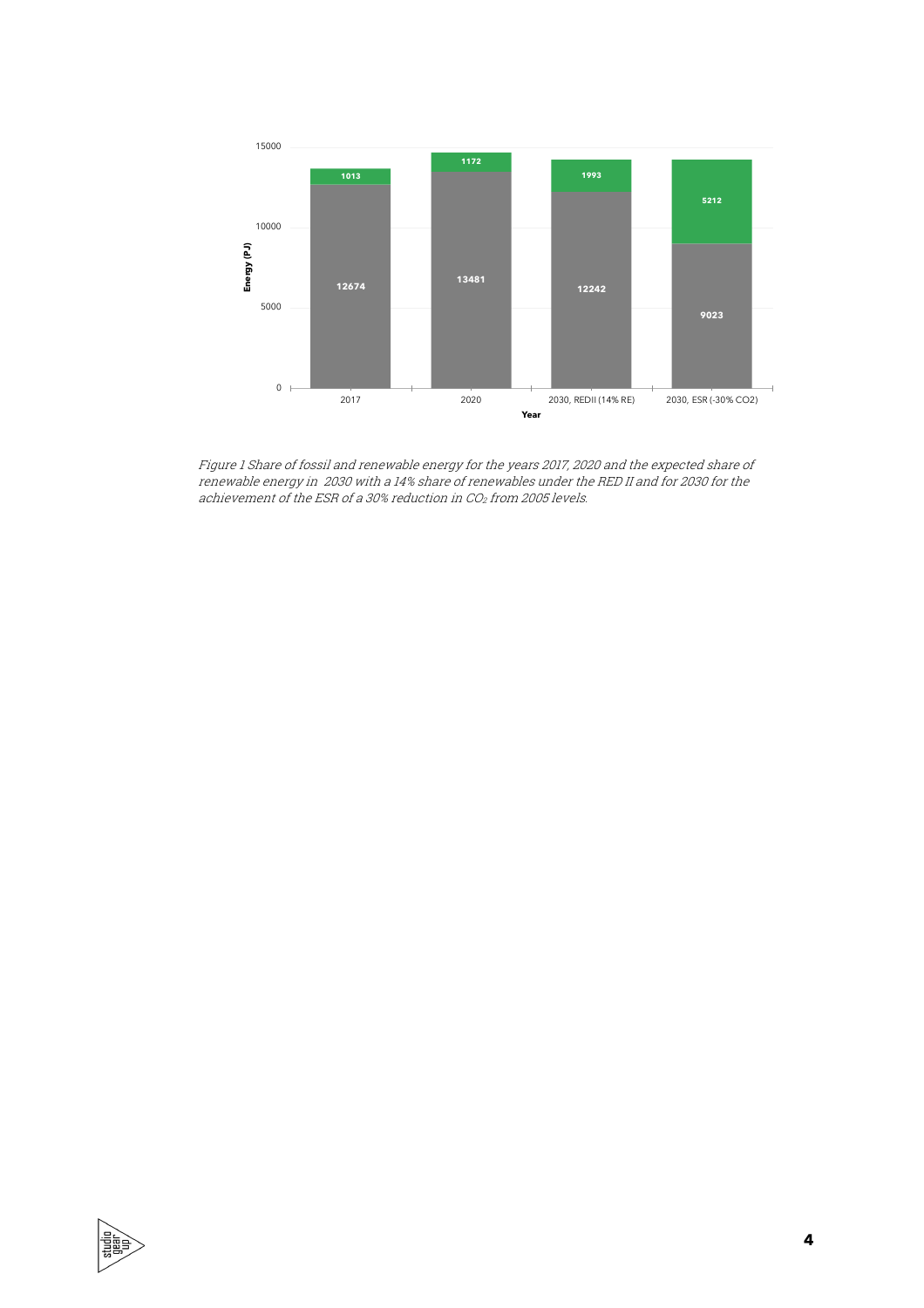Figure 1 Share of fossil and renewable energy for the years 2017, 2020 and the expected share of renewable energy in 2030 with a 14% share of renewables under the RED II and for 2030 for the achievement of the ESR of a 30% reduction in $CO_2$ from 2005 levels.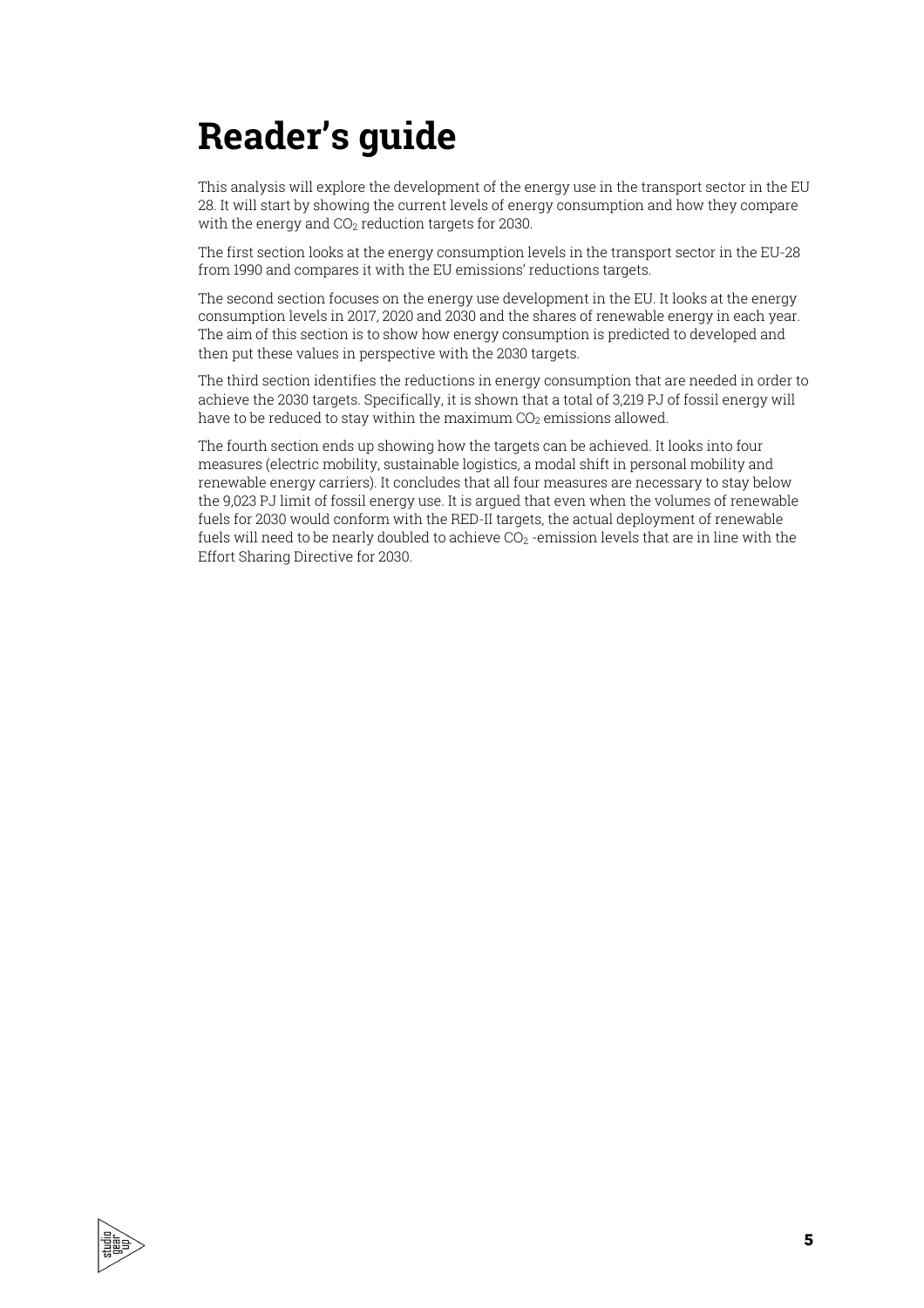# Reader's guide

This analysis will explore the development of the energy use in the transport sector in the EU 28. It will start by showing the current levels of energy consumption and how they compare with the energy and $CO_2$ reduction targets for 2030.

The first section looks at the energy consumption levels in the transport sector in the EU-28 from 1990 and compares it with the EU emissions' reductions targets.

The second section focuses on the energy use development in the EU. It looks at the energy consumption levels in 2017, 2020 and 2030 and the shares of renewable energy in each year. The aim of this section is to show how energy consumption is predicted to developed and then put these values in perspective with the 2030 targets.

The third section identifies the reductions in energy consumption that are needed in order to achieve the 2030 targets. Specifically, it is shown that a total of 3,219 PJ of fossil energy will have to be reduced to stay within the maximum $CO_2$ emissions allowed.

The fourth section ends up showing how the targets can be achieved. It looks into four measures (electric mobility, sustainable logistics, a modal shift in personal mobility and renewable energy carriers). It concludes that all four measures are necessary to stay below the 9,023 PJ limit of fossil energy use. It is argued that even when the volumes of renewable fuels for 2030 would conform with the RED-II targets, the actual deployment of renewable fuels will need to be nearly doubled to achieve $CO_2$ -emission levels that are in line with the Effort Sharing Directive for 2030.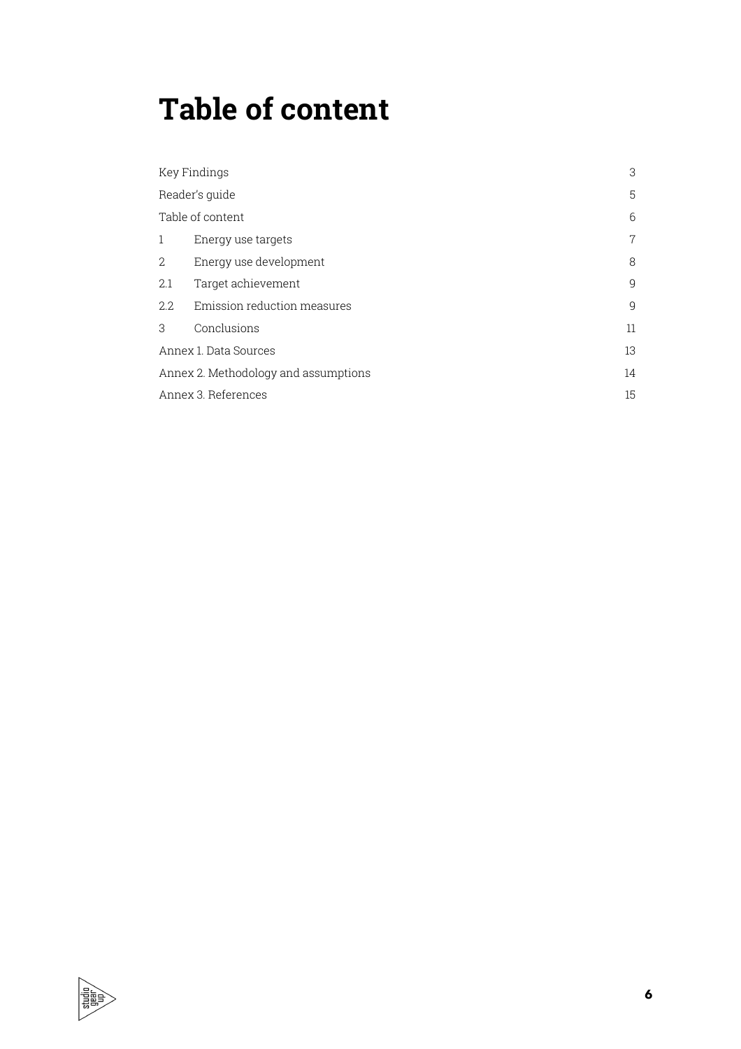# Table of content

| | | |
|---|---|---|
| Key Findings | | 3 |
| Reader's guide | | 5 |
| Table of content | | 6 |
| 1 | Energy use targets | 7 |
| 2 | Energy use development | 8 |
| 2.1 | Target achievement | 9 |
| 2.2 | Emission reduction measures | 9 |
| 3 | Conclusions | 11 |
| Annex 1. Data Sources | | 13 |
| Annex 2. Methodology and assumptions | | 14 |
| Annex 3. References | | 15 |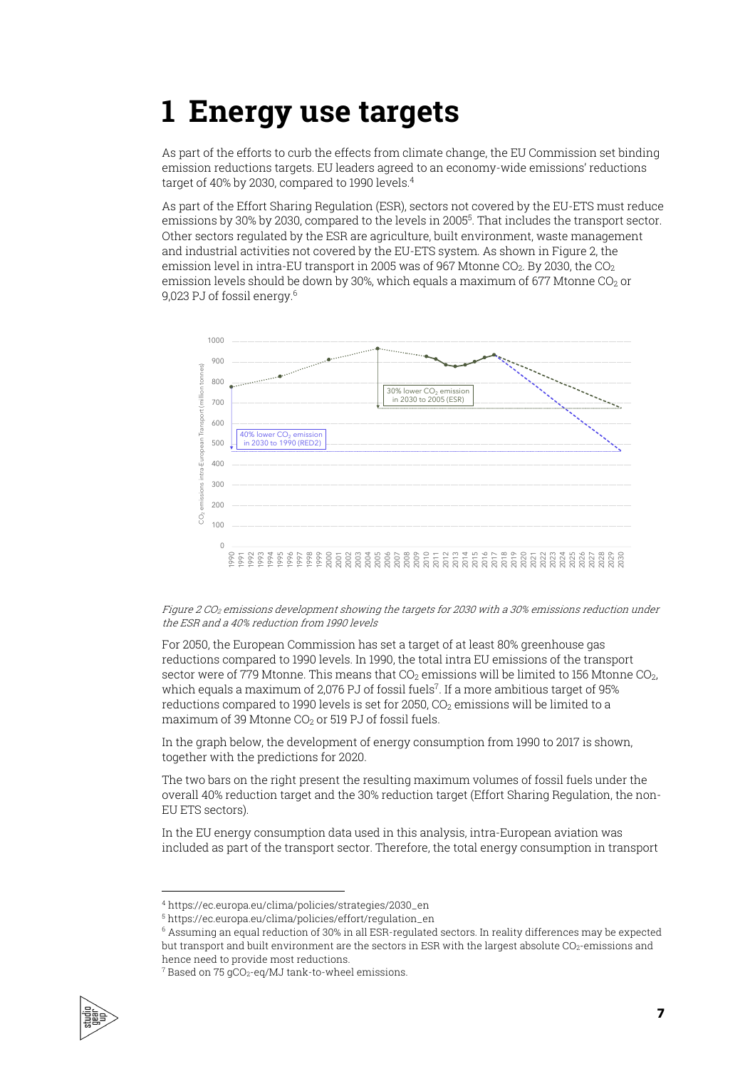# 1 Energy use targets

As part of the efforts to curb the effects from climate change, the EU Commission set binding emission reductions targets. EU leaders agreed to an economy-wide emissions' reductions target of 40% by 2030, compared to 1990 levels.[4]

As part of the Effort Sharing Regulation (ESR), sectors not covered by the EU-ETS must reduce emissions by 30% by 2030, compared to the levels in 2005[5]. That includes the transport sector. Other sectors regulated by the ESR are agriculture, built environment, waste management and industrial activities not covered by the EU-ETS system. As shown in Figure 2, the emission level in intra-EU transport in 2005 was of 967 Mtonne $CO_2$. By 2030, the $CO_2$ emission levels should be down by 30%, which equals a maximum of 677 Mtonne $CO_2$ or 9,023 PJ of fossil energy.[6]

*Figure 2 $CO_2$ emissions development showing the targets for 2030 with a 30% emissions reduction under the ESR and a 40% reduction from 1990 levels*

For 2050, the European Commission has set a target of at least 80% greenhouse gas reductions compared to 1990 levels. In 1990, the total intra EU emissions of the transport sector were of 779 Mtonne. This means that $CO_2$ emissions will be limited to 156 Mtonne $CO_2$, which equals a maximum of 2,076 PJ of fossil fuels[7]. If a more ambitious target of 95% reductions compared to 1990 levels is set for 2050, $CO_2$ emissions will be limited to a maximum of 39 Mtonne $CO_2$ or 519 PJ of fossil fuels.

In the graph below, the development of energy consumption from 1990 to 2017 is shown, together with the predictions for 2020.

The two bars on the right present the resulting maximum volumes of fossil fuels under the overall 40% reduction target and the 30% reduction target (Effort Sharing Regulation, the non-EU ETS sectors).

In the EU energy consumption data used in this analysis, intra-European aviation was included as part of the transport sector. Therefore, the total energy consumption in transport

---

[4] https://ec.europa.eu/clima/policies/strategies/2030_en

[5] https://ec.europa.eu/clima/policies/effort/regulation_en

[6] Assuming an equal reduction of 30% in all ESR-regulated sectors. In reality differences may be expected but transport and built environment are the sectors in ESR with the largest absolute $CO_2$-emissions and hence need to provide most reductions.

[7] Based on 75 $gCO_2$-eq/MJ tank-to-wheel emissions.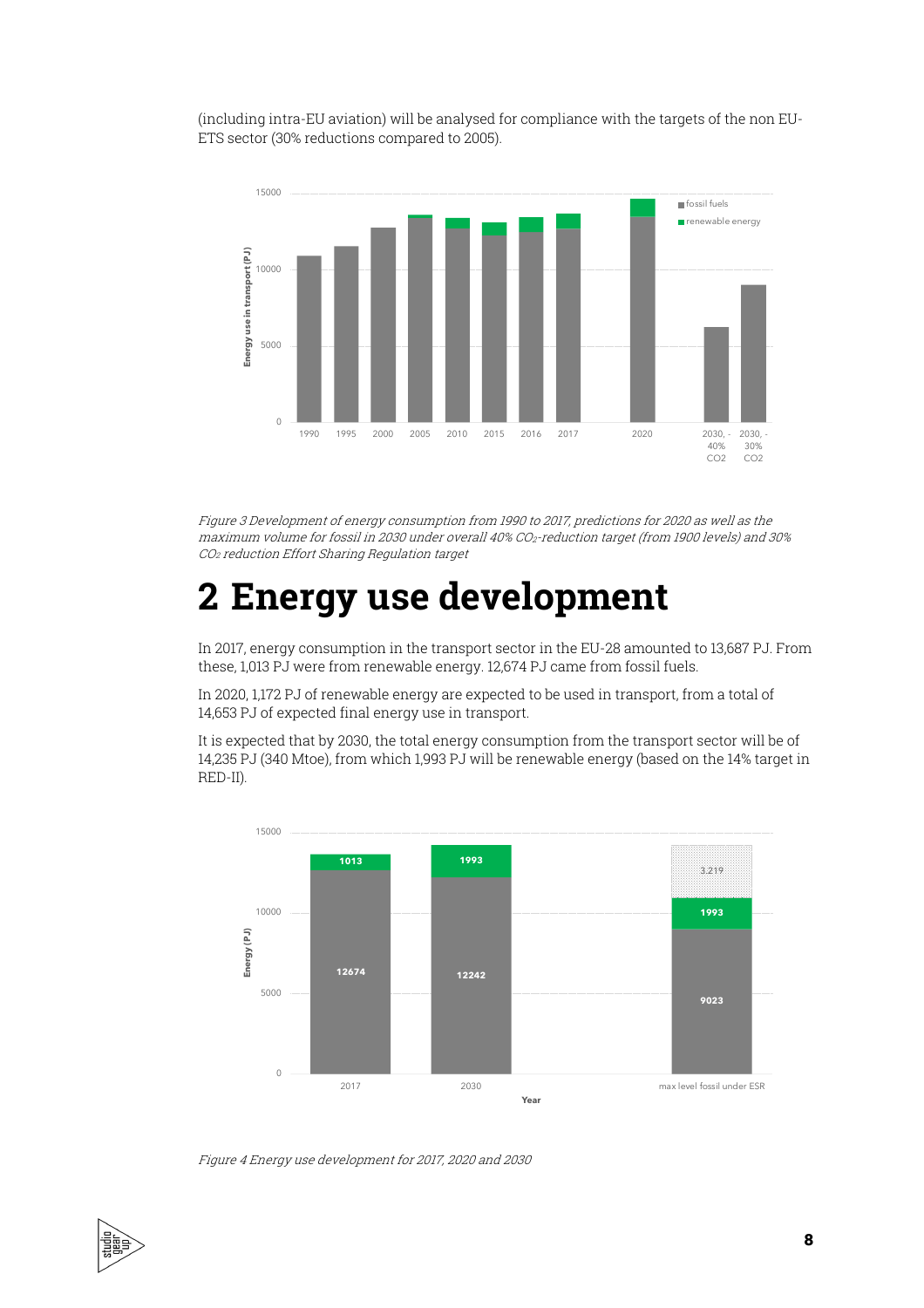(including intra-EU aviation) will be analysed for compliance with the targets of the non EU-ETS sector (30% reductions compared to 2005).

*Figure 3 Development of energy consumption from 1990 to 2017, predictions for 2020 as well as the maximum volume for fossil in 2030 under overall 40% $CO_2$-reduction target (from 1900 levels) and 30% $CO_2$ reduction Effort Sharing Regulation target*

# 2 Energy use development

In 2017, energy consumption in the transport sector in the EU-28 amounted to 13,687 PJ. From these, 1,013 PJ were from renewable energy. 12,674 PJ came from fossil fuels.

In 2020, 1,172 PJ of renewable energy are expected to be used in transport, from a total of 14,653 PJ of expected final energy use in transport.

It is expected that by 2030, the total energy consumption from the transport sector will be of 14,235 PJ (340 Mtoe), from which 1,993 PJ will be renewable energy (based on the 14% target in RED-II).

*Figure 4 Energy use development for 2017, 2020 and 2030*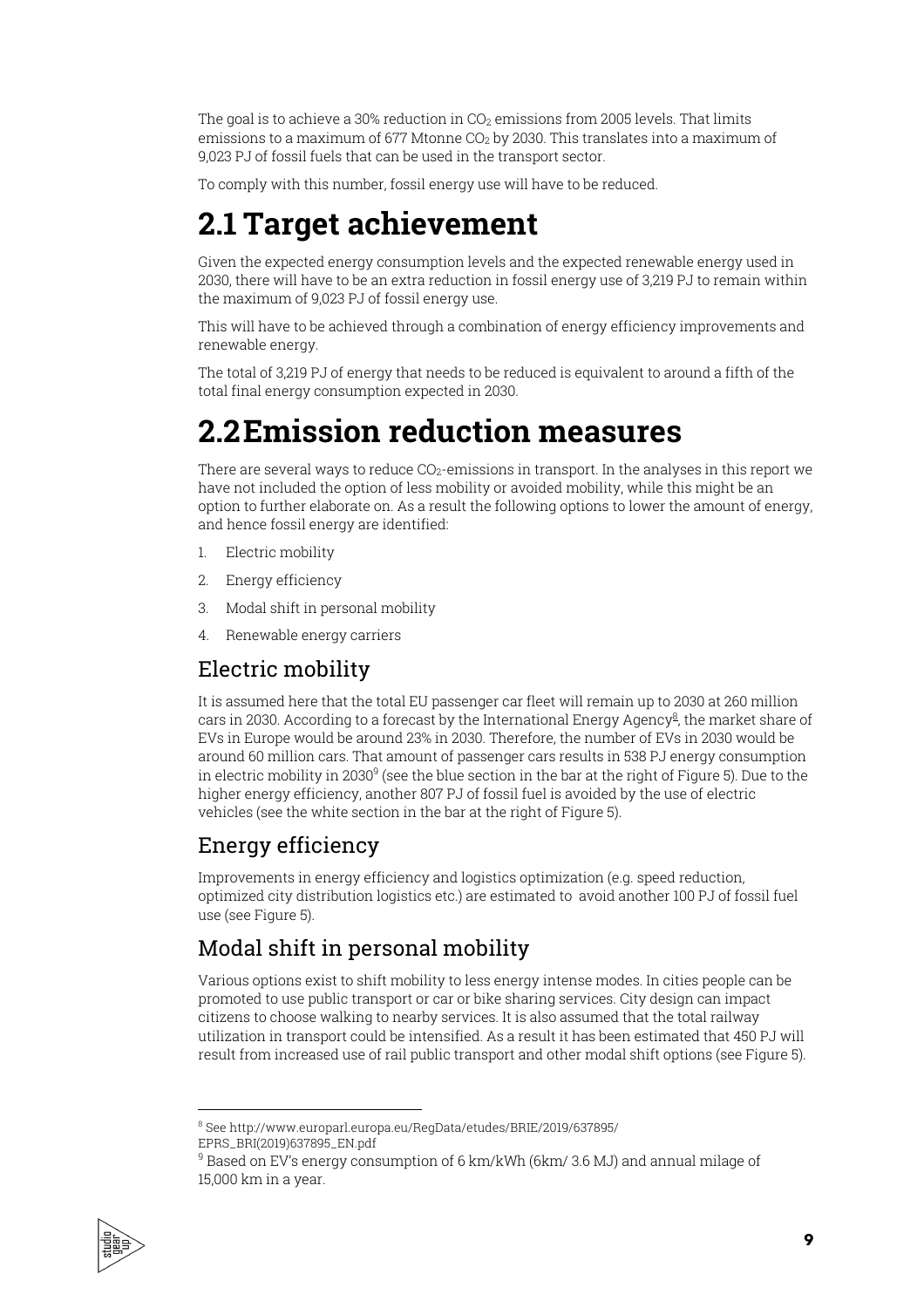The goal is to achieve a 30% reduction in $CO_2$ emissions from 2005 levels. That limits emissions to a maximum of 677 Mtonne $CO_2$ by 2030. This translates into a maximum of 9,023 PJ of fossil fuels that can be used in the transport sector.

To comply with this number, fossil energy use will have to be reduced.

# 2.1 Target achievement

Given the expected energy consumption levels and the expected renewable energy used in 2030, there will have to be an extra reduction in fossil energy use of 3,219 PJ to remain within the maximum of 9,023 PJ of fossil energy use.

This will have to be achieved through a combination of energy efficiency improvements and renewable energy.

The total of 3,219 PJ of energy that needs to be reduced is equivalent to around a fifth of the total final energy consumption expected in 2030.

# 2.2 Emission reduction measures

There are several ways to reduce $CO_2$-emissions in transport. In the analyses in this report we have not included the option of less mobility or avoided mobility, while this might be an option to further elaborate on. As a result the following options to lower the amount of energy, and hence fossil energy are identified:

1. Electric mobility
2. Energy efficiency
3. Modal shift in personal mobility
4. Renewable energy carriers

## Electric mobility

It is assumed here that the total EU passenger car fleet will remain up to 2030 at 260 million cars in 2030. According to a forecast by the International Energy Agency[8], the market share of EVs in Europe would be around 23% in 2030. Therefore, the number of EVs in 2030 would be around 60 million cars. That amount of passenger cars results in 538 PJ energy consumption in electric mobility in 2030[9] (see the blue section in the bar at the right of Figure 5). Due to the higher energy efficiency, another 807 PJ of fossil fuel is avoided by the use of electric vehicles (see the white section in the bar at the right of Figure 5).

## Energy efficiency

Improvements in energy efficiency and logistics optimization (e.g. speed reduction, optimized city distribution logistics etc.) are estimated to avoid another 100 PJ of fossil fuel use (see Figure 5).

## Modal shift in personal mobility

Various options exist to shift mobility to less energy intense modes. In cities people can be promoted to use public transport or car or bike sharing services. City design can impact citizens to choose walking to nearby services. It is also assumed that the total railway utilization in transport could be intensified. As a result it has been estimated that 450 PJ will result from increased use of rail public transport and other modal shift options (see Figure 5).

---

[8] See http://www.europarl.europa.eu/RegData/etudes/BRIE/2019/637895/EPRS_BRI(2019)637895_EN.pdf

[9] Based on EV's energy consumption of 6 km/kWh (6km/ 3.6 MJ) and annual milage of 15,000 km in a year.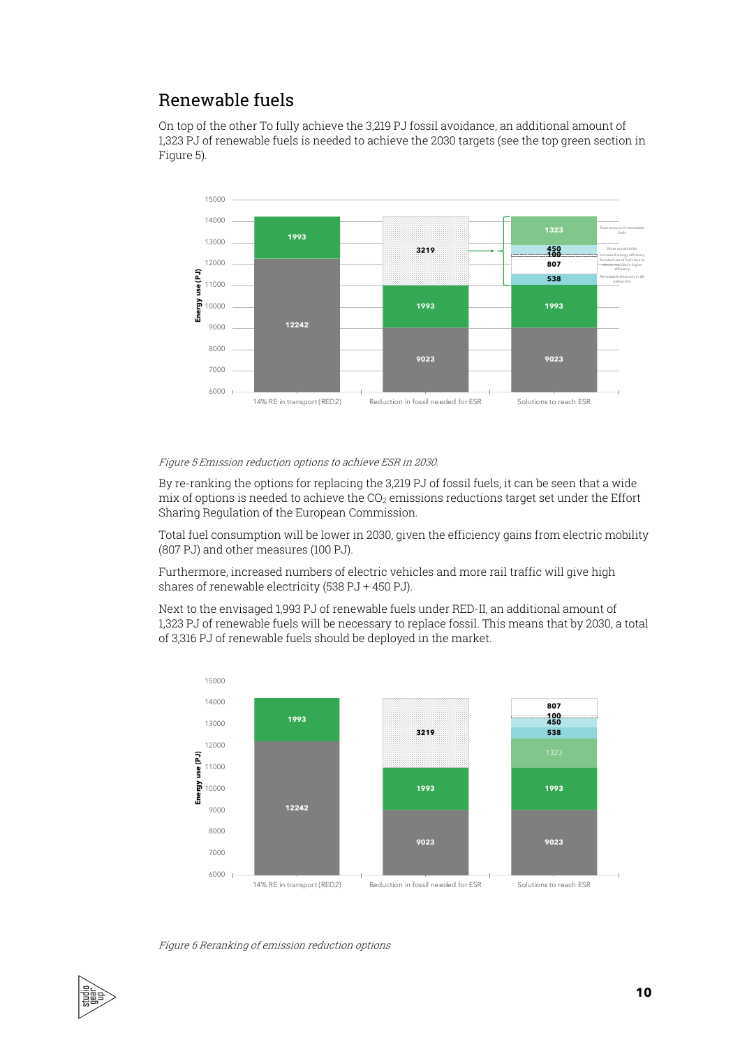## Renewable fuels

On top of the other To fully achieve the 3,219 PJ fossil avoidance, an additional amount of 1,323 PJ of renewable fuels is needed to achieve the 2030 targets (see the top green section in Figure 5).

*Figure 5 Emission reduction options to achieve ESR in 2030.*

By re-ranking the options for replacing the 3,219 PJ of fossil fuels, it can be seen that a wide mix of options is needed to achieve the $CO_2$ emissions reductions target set under the Effort Sharing Regulation of the European Commission.

Total fuel consumption will be lower in 2030, given the efficiency gains from electric mobility (807 PJ) and other measures (100 PJ).

Furthermore, increased numbers of electric vehicles and more rail traffic will give high shares of renewable electricity (538 PJ + 450 PJ).

Next to the envisaged 1,993 PJ of renewable fuels under RED-II, an additional amount of 1,323 PJ of renewable fuels will be necessary to replace fossil. This means that by 2030, a total of 3,316 PJ of renewable fuels should be deployed in the market.

*Figure 6 Reranking of emission reduction options*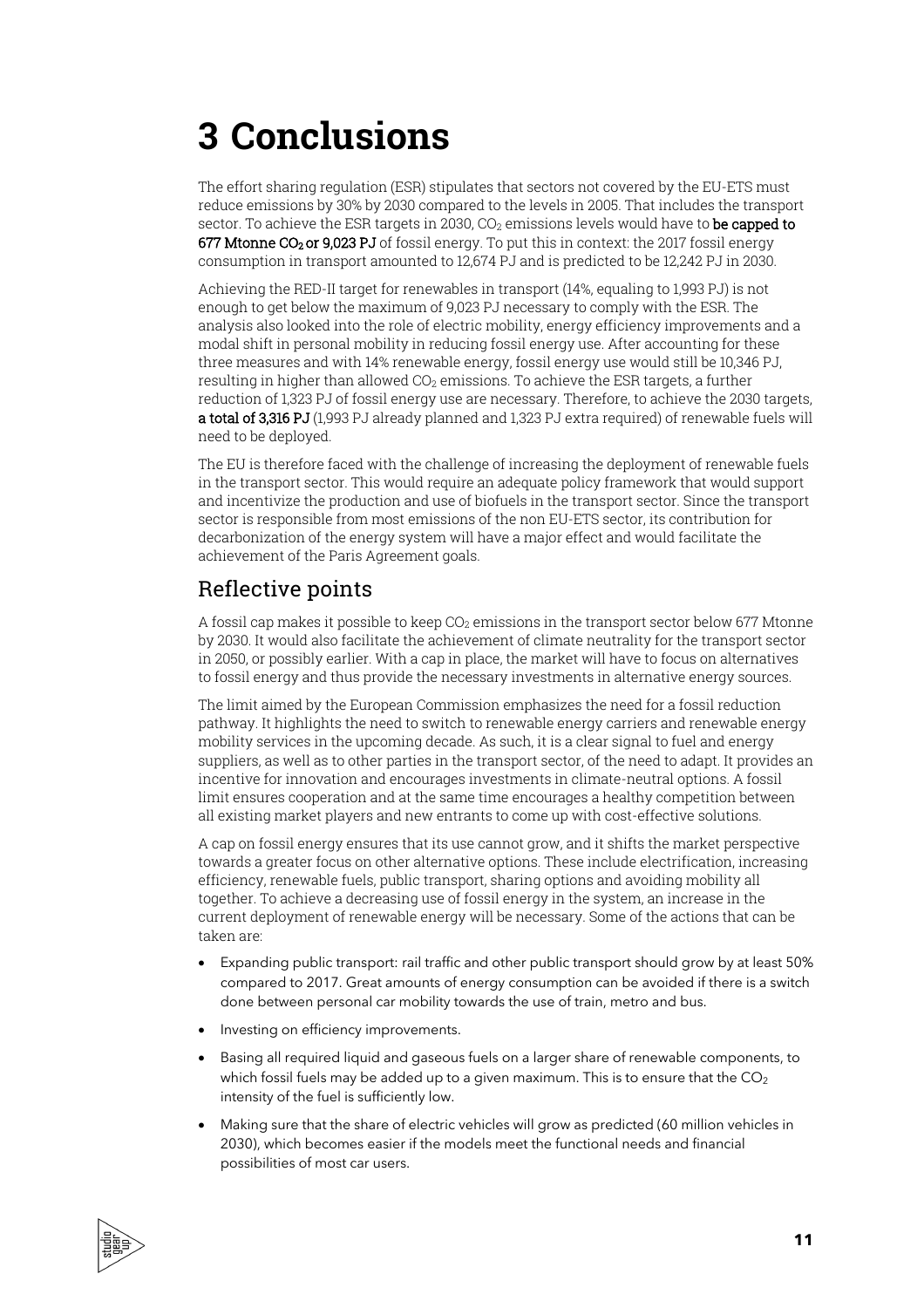# 3 Conclusions

The effort sharing regulation (ESR) stipulates that sectors not covered by the EU-ETS must reduce emissions by 30% by 2030 compared to the levels in 2005. That includes the transport sector. To achieve the ESR targets in 2030, $CO_2$ emissions levels would have to **be capped to 677 Mtonne $CO_2$ or 9,023 PJ** of fossil energy. To put this in context: the 2017 fossil energy consumption in transport amounted to 12,674 PJ and is predicted to be 12,242 PJ in 2030.

Achieving the RED-II target for renewables in transport (14%, equaling to 1,993 PJ) is not enough to get below the maximum of 9,023 PJ necessary to comply with the ESR. The analysis also looked into the role of electric mobility, energy efficiency improvements and a modal shift in personal mobility in reducing fossil energy use. After accounting for these three measures and with 14% renewable energy, fossil energy use would still be 10,346 PJ, resulting in higher than allowed $CO_2$ emissions. To achieve the ESR targets, a further reduction of 1,323 PJ of fossil energy use are necessary. Therefore, to achieve the 2030 targets, **a total of 3,316 PJ** (1,993 PJ already planned and 1,323 PJ extra required) of renewable fuels will need to be deployed.

The EU is therefore faced with the challenge of increasing the deployment of renewable fuels in the transport sector. This would require an adequate policy framework that would support and incentivize the production and use of biofuels in the transport sector. Since the transport sector is responsible from most emissions of the non EU-ETS sector, its contribution for decarbonization of the energy system will have a major effect and would facilitate the achievement of the Paris Agreement goals.

## Reflective points

A fossil cap makes it possible to keep $CO_2$ emissions in the transport sector below 677 Mtonne by 2030. It would also facilitate the achievement of climate neutrality for the transport sector in 2050, or possibly earlier. With a cap in place, the market will have to focus on alternatives to fossil energy and thus provide the necessary investments in alternative energy sources.

The limit aimed by the European Commission emphasizes the need for a fossil reduction pathway. It highlights the need to switch to renewable energy carriers and renewable energy mobility services in the upcoming decade. As such, it is a clear signal to fuel and energy suppliers, as well as to other parties in the transport sector, of the need to adapt. It provides an incentive for innovation and encourages investments in climate-neutral options. A fossil limit ensures cooperation and at the same time encourages a healthy competition between all existing market players and new entrants to come up with cost-effective solutions.

A cap on fossil energy ensures that its use cannot grow, and it shifts the market perspective towards a greater focus on other alternative options. These include electrification, increasing efficiency, renewable fuels, public transport, sharing options and avoiding mobility all together. To achieve a decreasing use of fossil energy in the system, an increase in the current deployment of renewable energy will be necessary. Some of the actions that can be taken are:

- Expanding public transport: rail traffic and other public transport should grow by at least 50% compared to 2017. Great amounts of energy consumption can be avoided if there is a switch done between personal car mobility towards the use of train, metro and bus.
- Investing on efficiency improvements.
- Basing all required liquid and gaseous fuels on a larger share of renewable components, to which fossil fuels may be added up to a given maximum. This is to ensure that the $CO_2$ intensity of the fuel is sufficiently low.
- Making sure that the share of electric vehicles will grow as predicted (60 million vehicles in 2030), which becomes easier if the models meet the functional needs and financial possibilities of most car users.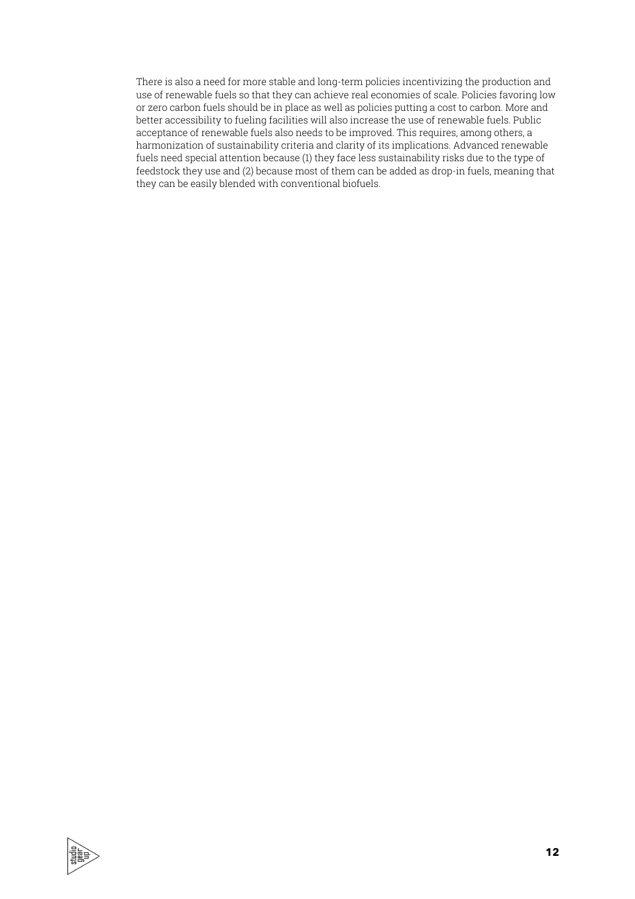There is also a need for more stable and long-term policies incentivizing the production and use of renewable fuels so that they can achieve real economies of scale. Policies favoring low or zero carbon fuels should be in place as well as policies putting a cost to carbon. More and better accessibility to fueling facilities will also increase the use of renewable fuels. Public acceptance of renewable fuels also needs to be improved. This requires, among others, a harmonization of sustainability criteria and clarity of its implications. Advanced renewable fuels need special attention because (1) they face less sustainability risks due to the type of feedstock they use and (2) because most of them can be added as drop-in fuels, meaning that they can be easily blended with conventional biofuels.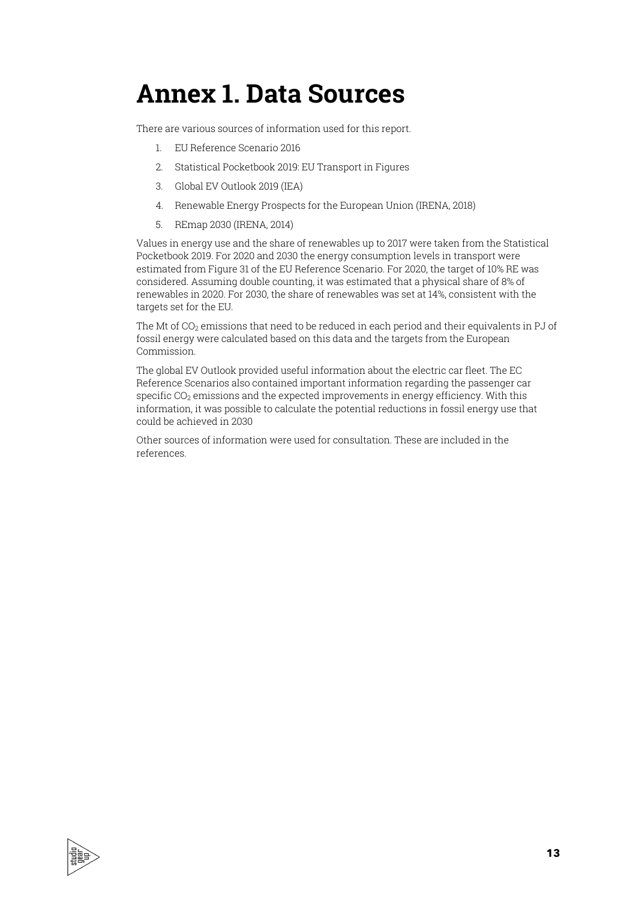# Annex 1. Data Sources

There are various sources of information used for this report.

1. EU Reference Scenario 2016
2. Statistical Pocketbook 2019: EU Transport in Figures
3. Global EV Outlook 2019 (IEA)
4. Renewable Energy Prospects for the European Union (IRENA, 2018)
5. REmap 2030 (IRENA, 2014)

Values in energy use and the share of renewables up to 2017 were taken from the Statistical Pocketbook 2019. For 2020 and 2030 the energy consumption levels in transport were estimated from Figure 31 of the EU Reference Scenario. For 2020, the target of 10% RE was considered. Assuming double counting, it was estimated that a physical share of 8% of renewables in 2020. For 2030, the share of renewables was set at 14%, consistent with the targets set for the EU.

The Mt of $CO_2$ emissions that need to be reduced in each period and their equivalents in PJ of fossil energy were calculated based on this data and the targets from the European Commission.

The global EV Outlook provided useful information about the electric car fleet. The EC Reference Scenarios also contained important information regarding the passenger car specific $CO_2$ emissions and the expected improvements in energy efficiency. With this information, it was possible to calculate the potential reductions in fossil energy use that could be achieved in 2030

Other sources of information were used for consultation. These are included in the references.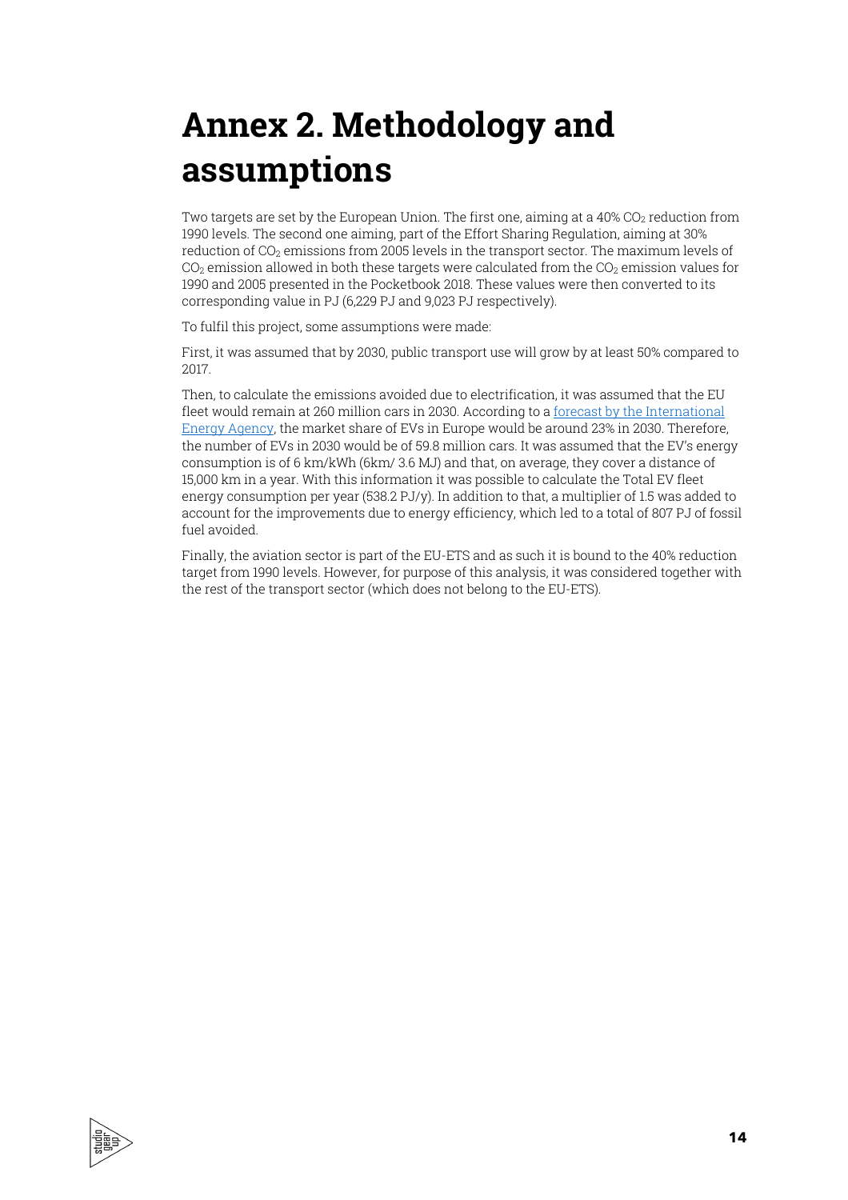# Annex 2. Methodology and assumptions

Two targets are set by the European Union. The first one, aiming at a 40% $CO_2$ reduction from 1990 levels. The second one aiming, part of the Effort Sharing Regulation, aiming at 30% reduction of $CO_2$ emissions from 2005 levels in the transport sector. The maximum levels of $CO_2$ emission allowed in both these targets were calculated from the $CO_2$ emission values for 1990 and 2005 presented in the Pocketbook 2018. These values were then converted to its corresponding value in PJ (6,229 PJ and 9,023 PJ respectively).

To fulfil this project, some assumptions were made:

First, it was assumed that by 2030, public transport use will grow by at least 50% compared to 2017.

Then, to calculate the emissions avoided due to electrification, it was assumed that the EU fleet would remain at 260 million cars in 2030. According to a [forecast by the International Energy Agency](), the market share of EVs in Europe would be around 23% in 2030. Therefore, the number of EVs in 2030 would be of 59.8 million cars. It was assumed that the EV's energy consumption is of 6 km/kWh (6km/ 3.6 MJ) and that, on average, they cover a distance of 15,000 km in a year. With this information it was possible to calculate the Total EV fleet energy consumption per year (538.2 PJ/y). In addition to that, a multiplier of 1.5 was added to account for the improvements due to energy efficiency, which led to a total of 807 PJ of fossil fuel avoided.

Finally, the aviation sector is part of the EU-ETS and as such it is bound to the 40% reduction target from 1990 levels. However, for purpose of this analysis, it was considered together with the rest of the transport sector (which does not belong to the EU-ETS).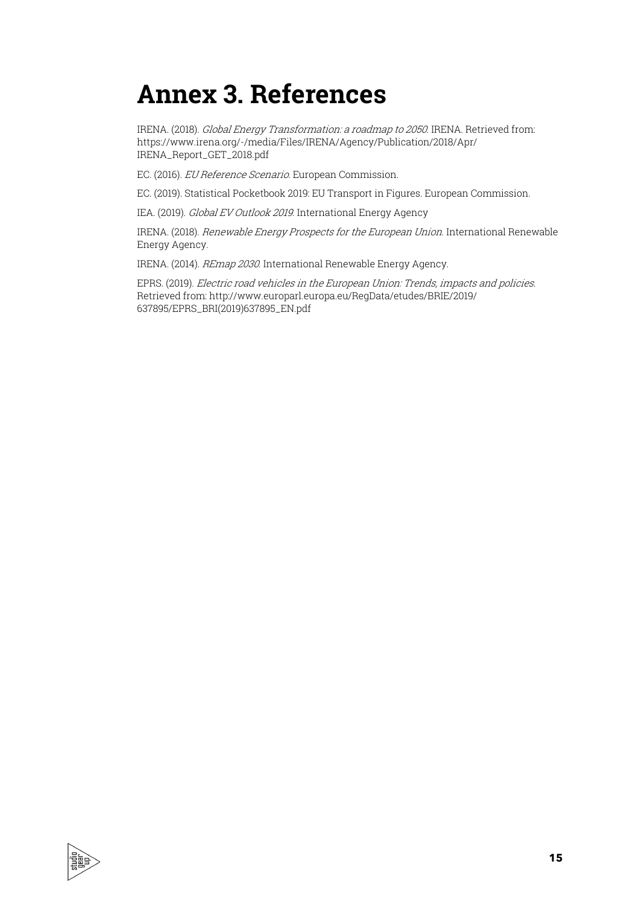# Annex 3. References

IRENA. (2018). *Global Energy Transformation: a roadmap to 2050*. IRENA. Retrieved from: https://www.irena.org/-/media/Files/IRENA/Agency/Publication/2018/Apr/IRENA_Report_GET_2018.pdf

EC. (2016). *EU Reference Scenario*. European Commission.

EC. (2019). Statistical Pocketbook 2019: EU Transport in Figures. European Commission.

IEA. (2019). *Global EV Outlook 2019*. International Energy Agency

IRENA. (2018). *Renewable Energy Prospects for the European Union*. International Renewable Energy Agency.

IRENA. (2014). *REmap 2030*. International Renewable Energy Agency.

EPRS. (2019). *Electric road vehicles in the European Union: Trends, impacts and policies*. Retrieved from: http://www.europarl.europa.eu/RegData/etudes/BRIE/2019/637895/EPRS_BRI(2019)637895_EN.pdf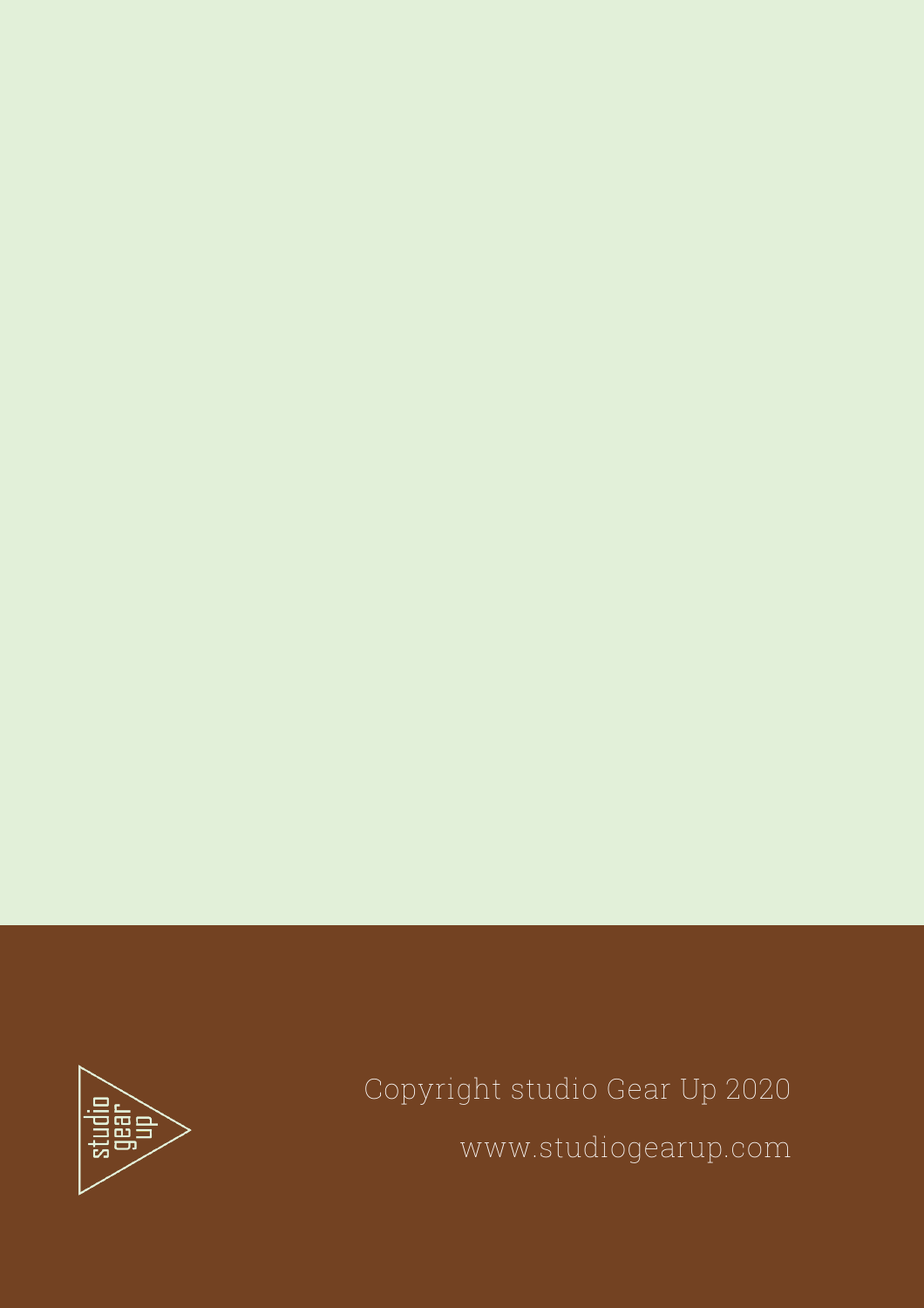studio gear up

Copyright studio Gear Up 2020

www.studiogearup.com